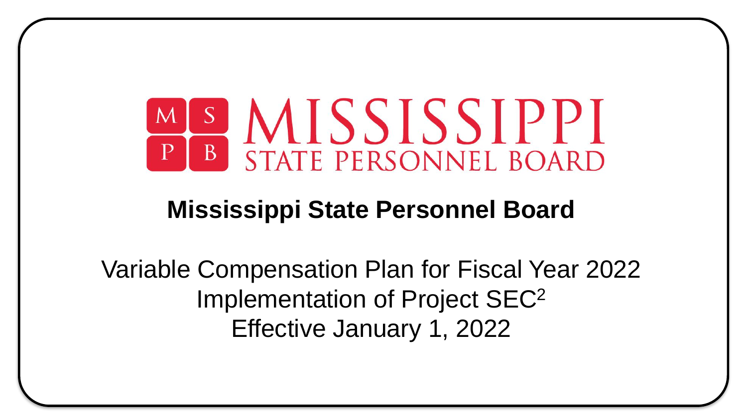MISSISSIPPI STATE PERSONNEL BOARD

# Mississippi State Personnel Board

Variable Compensation Plan for Fiscal Year 2022
Implementation of Project $SEC^2$
Effective January 1, 2022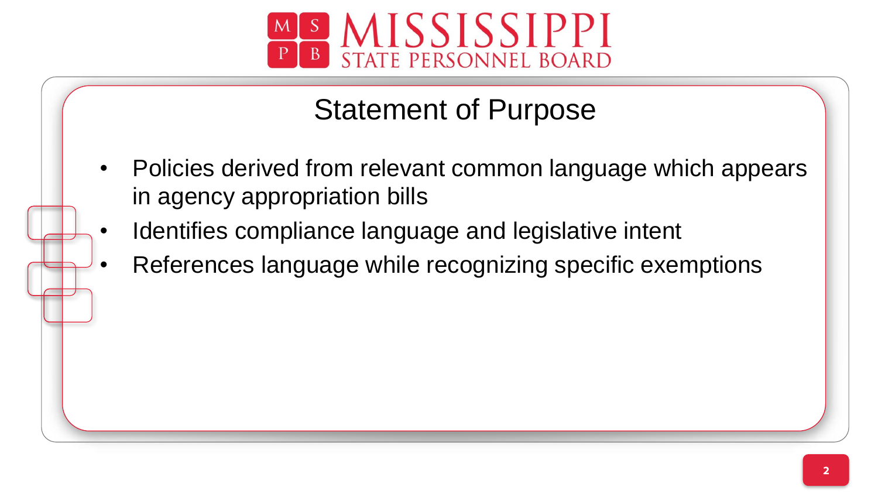# Statement of Purpose

- Policies derived from relevant common language which appears in agency appropriation bills
- Identifies compliance language and legislative intent
- References language while recognizing specific exemptions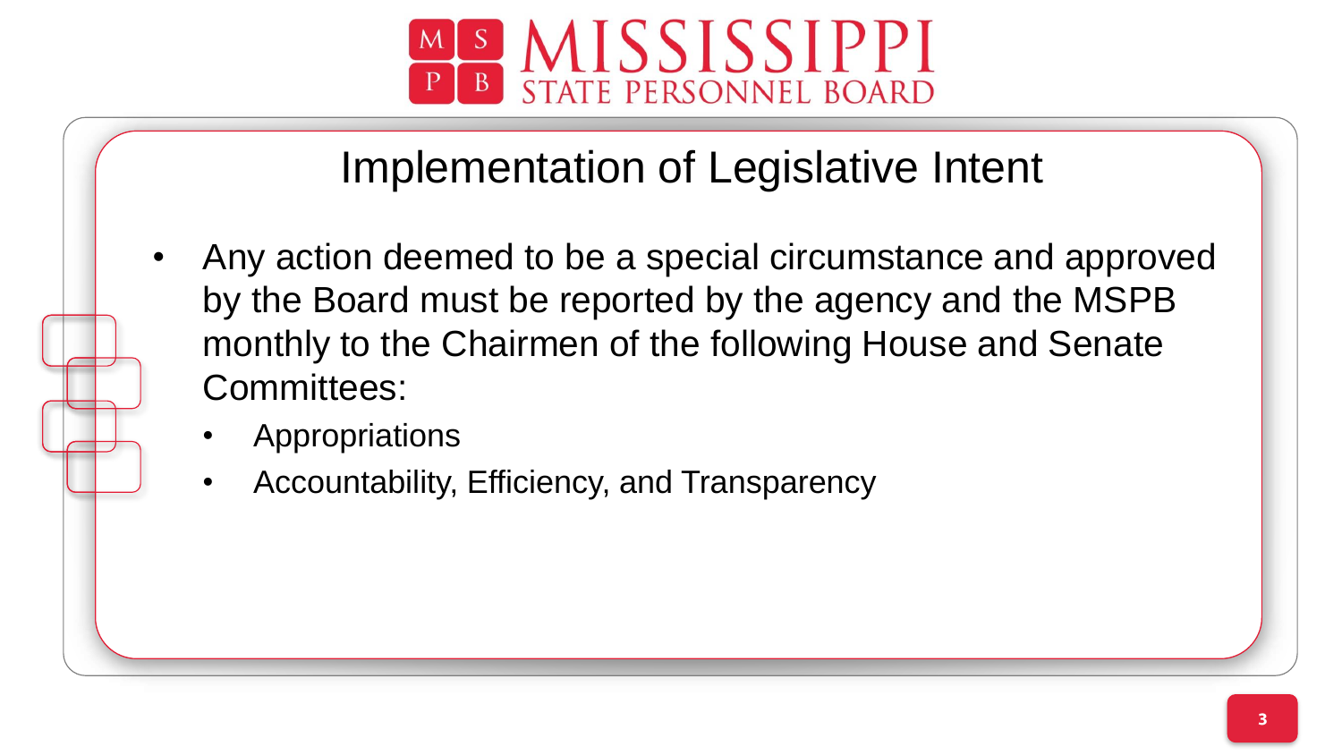# Implementation of Legislative Intent

- Any action deemed to be a special circumstance and approved by the Board must be reported by the agency and the MSPB monthly to the Chairmen of the following House and Senate Committees:
  - Appropriations
  - Accountability, Efficiency, and Transparency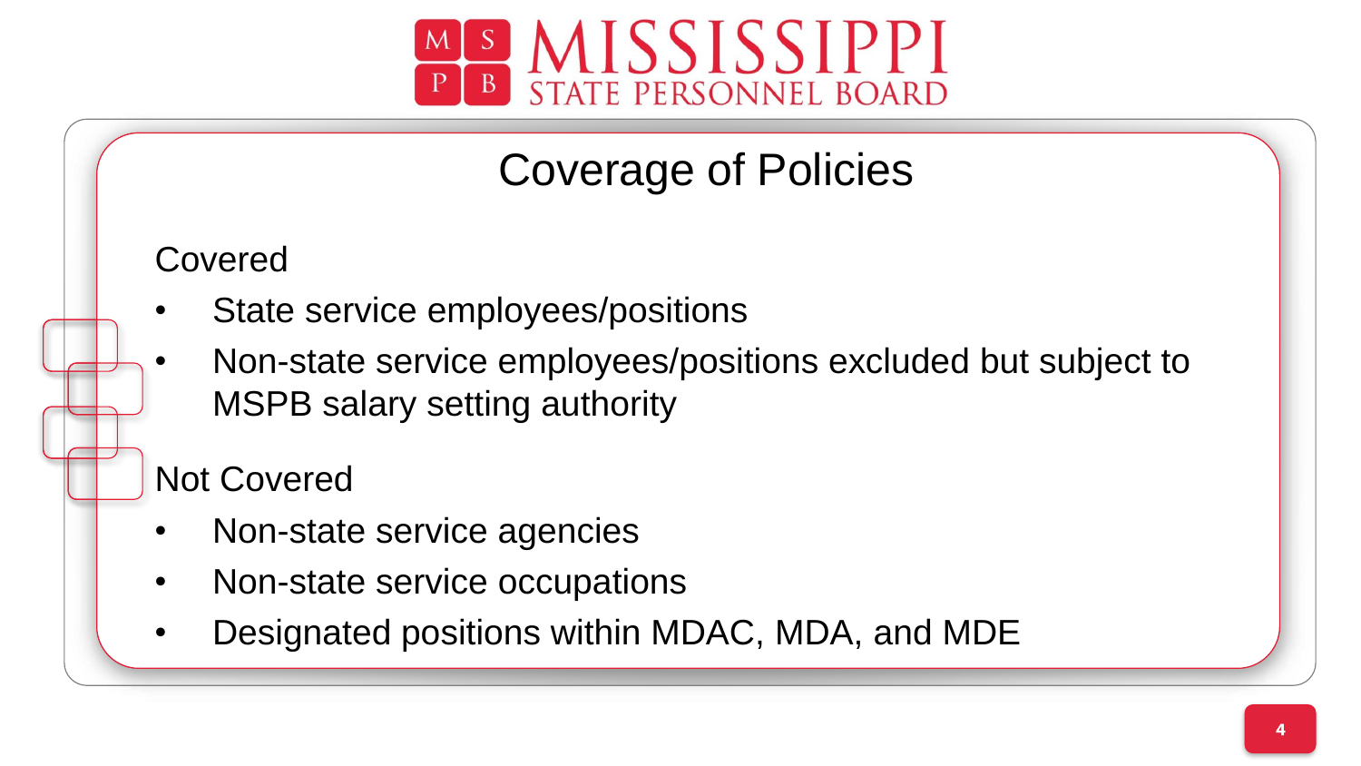# Coverage of Policies

Covered

- State service employees/positions
- Non-state service employees/positions excluded but subject to MSPB salary setting authority

Not Covered

- Non-state service agencies
- Non-state service occupations
- Designated positions within MDAC, MDA, and MDE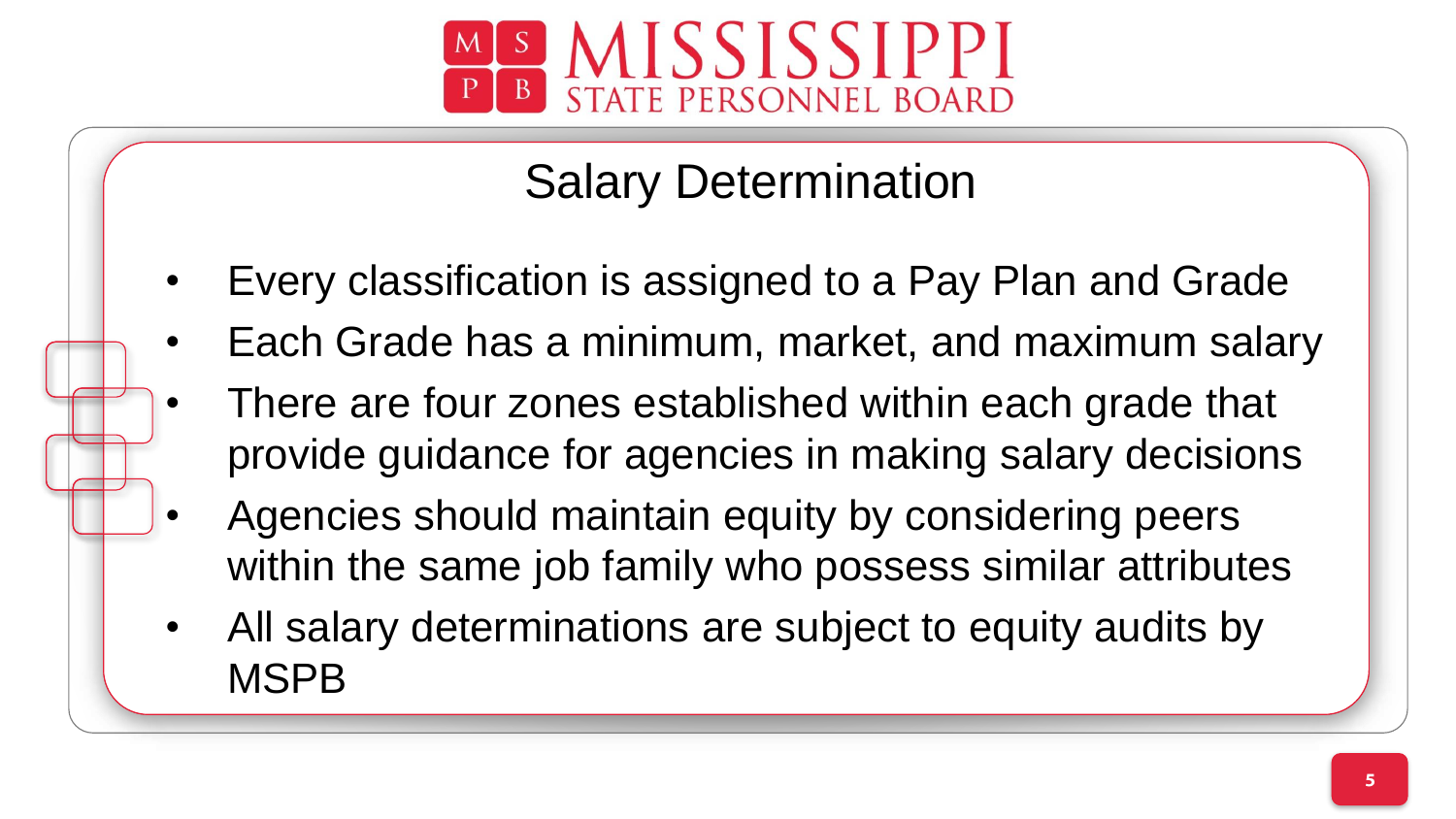# Salary Determination

- Every classification is assigned to a Pay Plan and Grade
- Each Grade has a minimum, market, and maximum salary
- There are four zones established within each grade that provide guidance for agencies in making salary decisions
- Agencies should maintain equity by considering peers within the same job family who possess similar attributes
- All salary determinations are subject to equity audits by MSPB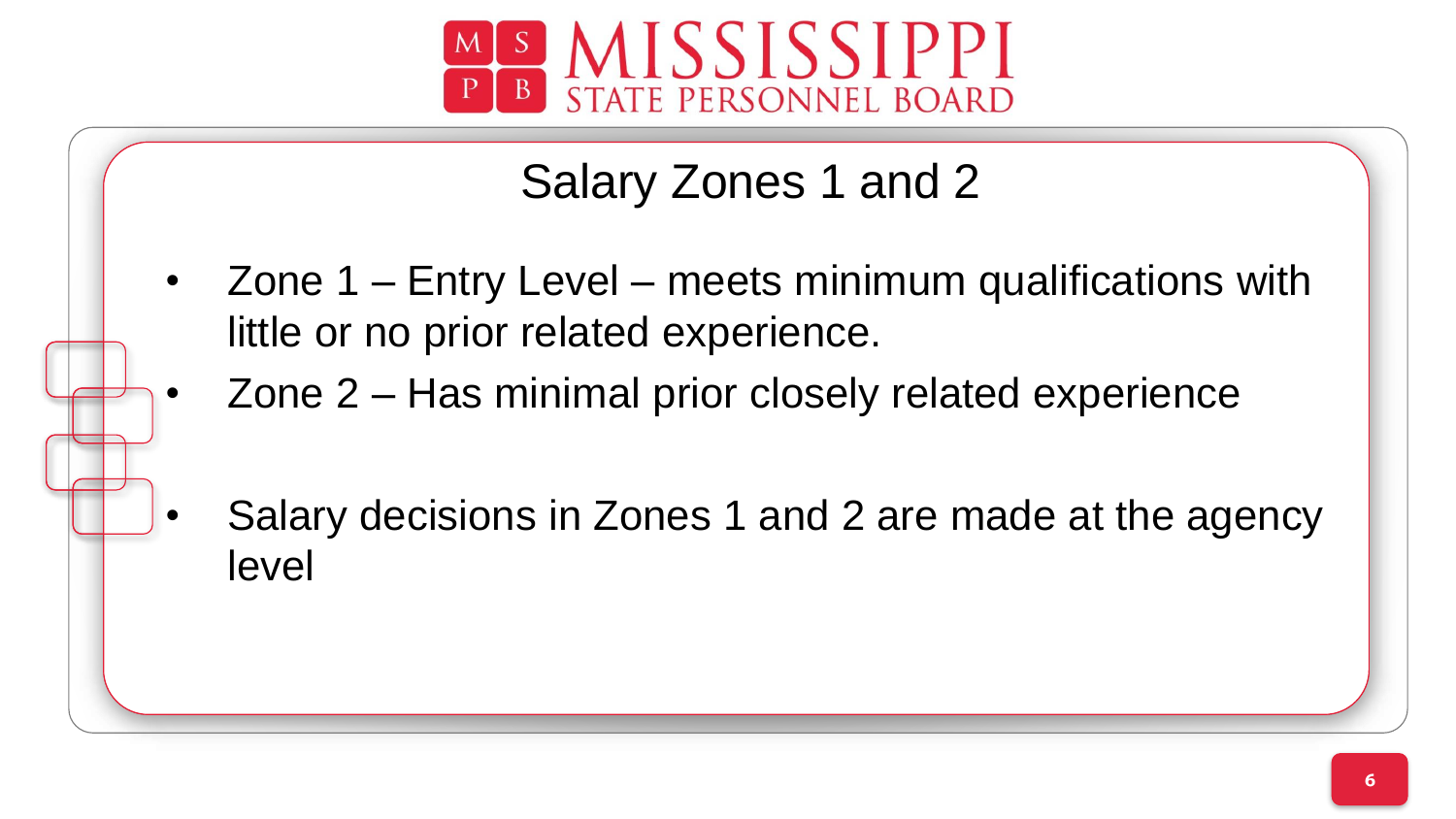## Salary Zones 1 and 2

- Zone 1 – Entry Level – meets minimum qualifications with little or no prior related experience.
- Zone 2 – Has minimal prior closely related experience
- Salary decisions in Zones 1 and 2 are made at the agency level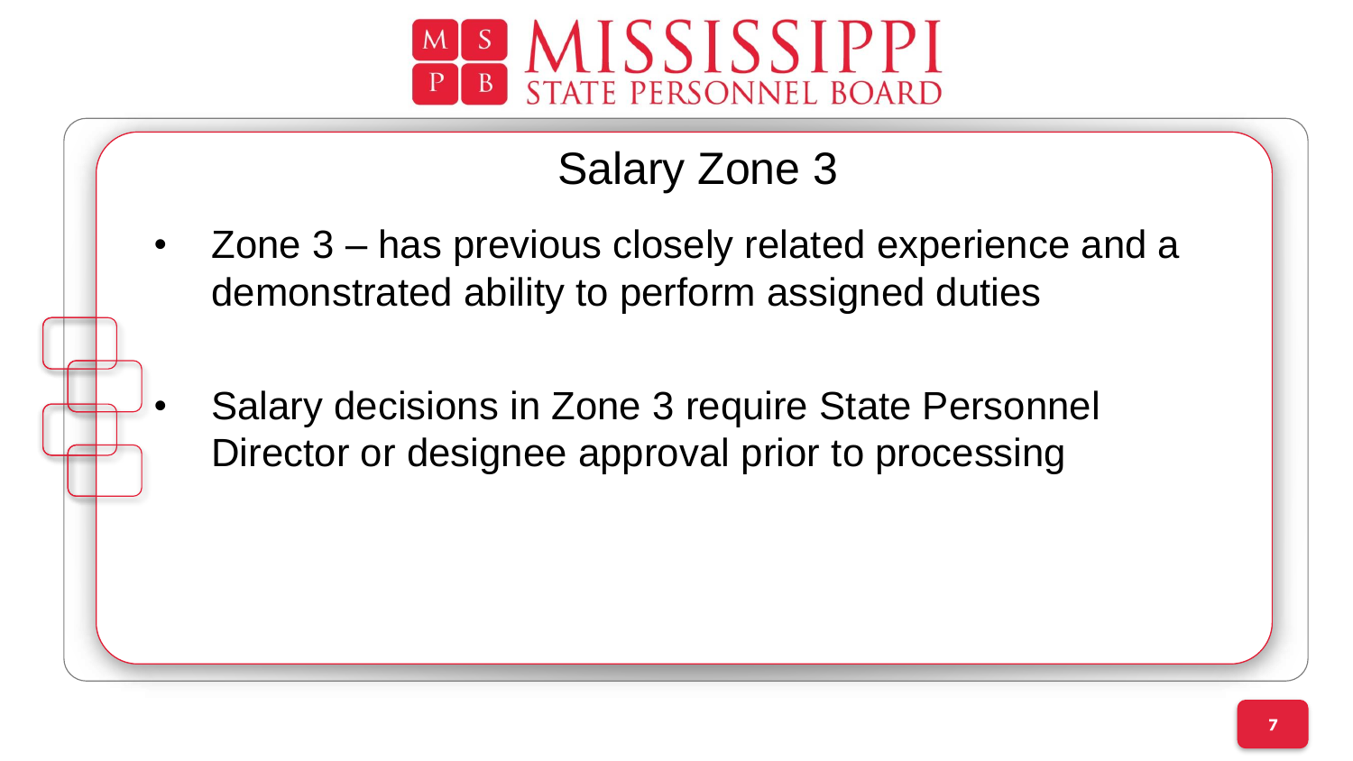# Salary Zone 3

- Zone 3 – has previous closely related experience and a demonstrated ability to perform assigned duties
- Salary decisions in Zone 3 require State Personnel Director or designee approval prior to processing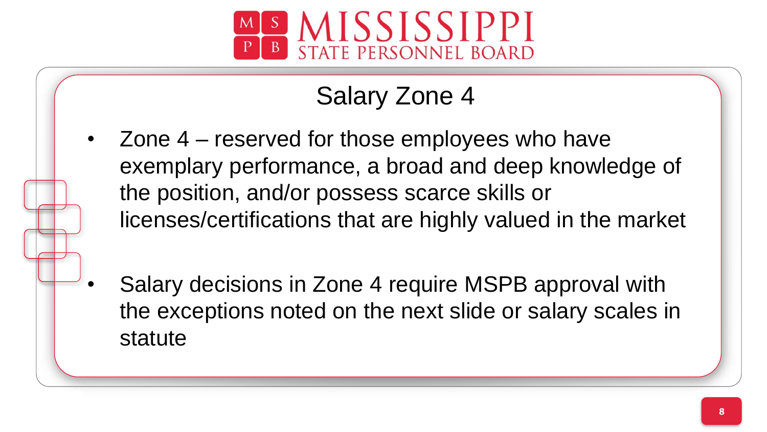## Salary Zone 4

- Zone 4 – reserved for those employees who have exemplary performance, a broad and deep knowledge of the position, and/or possess scarce skills or licenses/certifications that are highly valued in the market

- Salary decisions in Zone 4 require MSPB approval with the exceptions noted on the next slide or salary scales in statute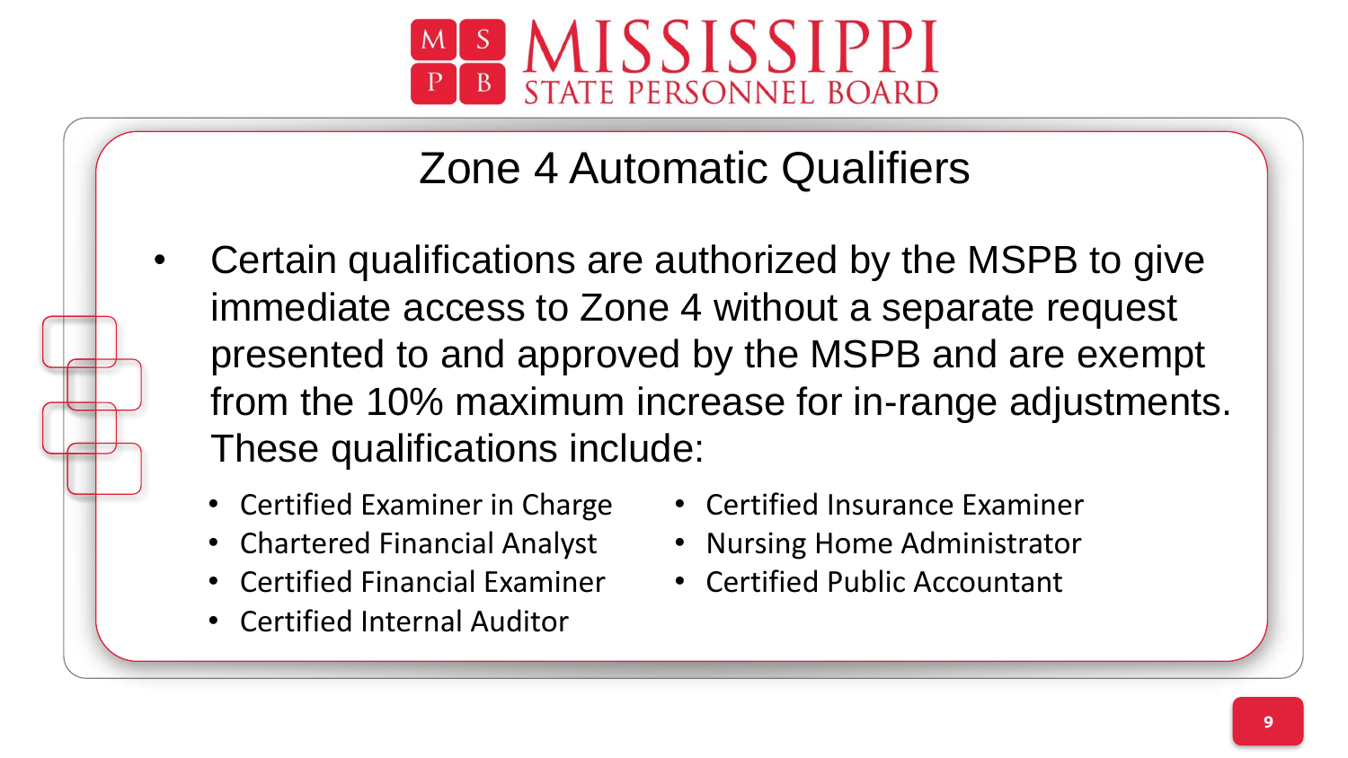# Zone 4 Automatic Qualifiers

- Certain qualifications are authorized by the MSPB to give immediate access to Zone 4 without a separate request presented to and approved by the MSPB and are exempt from the 10% maximum increase for in-range adjustments. These qualifications include:
  - Certified Examiner in Charge
  - Chartered Financial Analyst
  - Certified Financial Examiner
  - Certified Internal Auditor
  - Certified Insurance Examiner
  - Nursing Home Administrator
  - Certified Public Accountant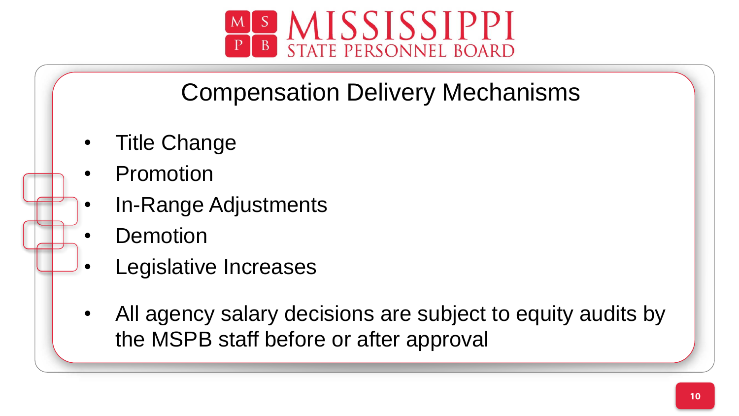# Compensation Delivery Mechanisms

- Title Change
- Promotion
- In-Range Adjustments
- Demotion
- Legislative Increases

- All agency salary decisions are subject to equity audits by the MSPB staff before or after approval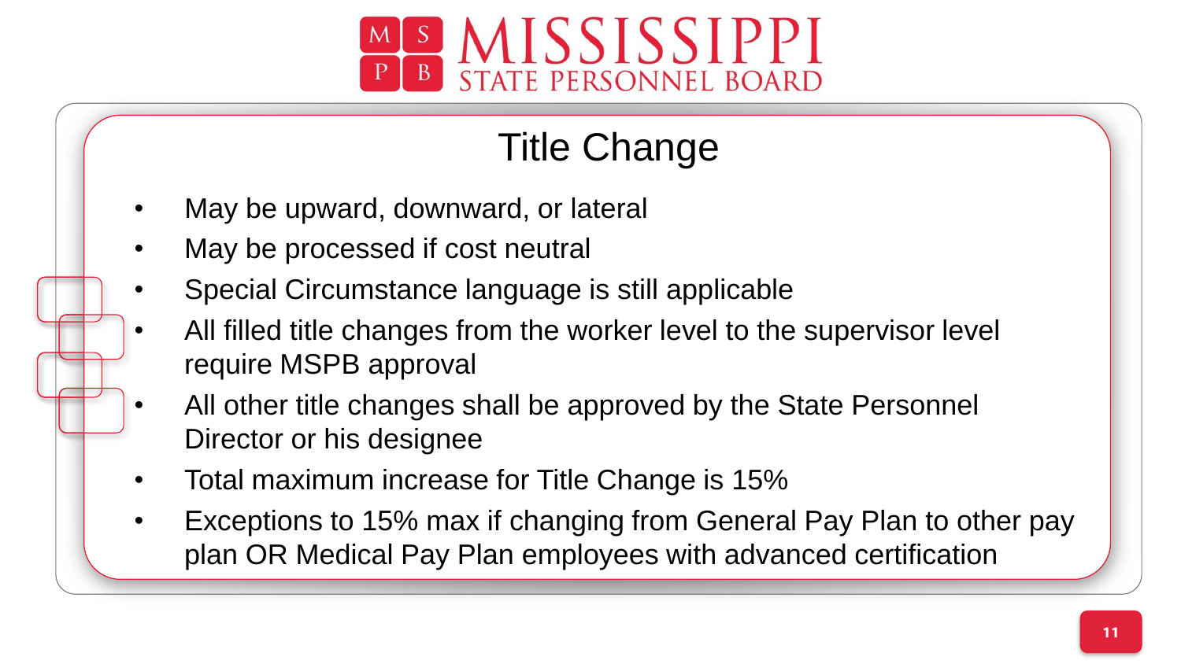## Title Change

- May be upward, downward, or lateral
- May be processed if cost neutral
- Special Circumstance language is still applicable
- All filled title changes from the worker level to the supervisor level require MSPB approval
- All other title changes shall be approved by the State Personnel Director or his designee
- Total maximum increase for Title Change is 15%
- Exceptions to 15% max if changing from General Pay Plan to other pay plan OR Medical Pay Plan employees with advanced certification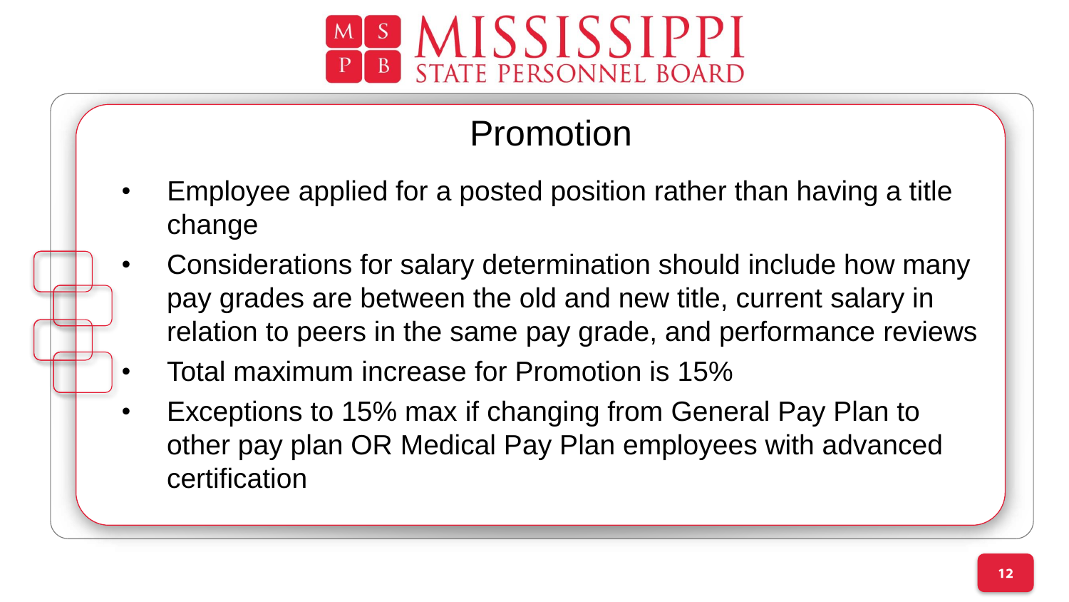# Promotion

- Employee applied for a posted position rather than having a title change
- Considerations for salary determination should include how many pay grades are between the old and new title, current salary in relation to peers in the same pay grade, and performance reviews
- Total maximum increase for Promotion is 15%
- Exceptions to 15% max if changing from General Pay Plan to other pay plan OR Medical Pay Plan employees with advanced certification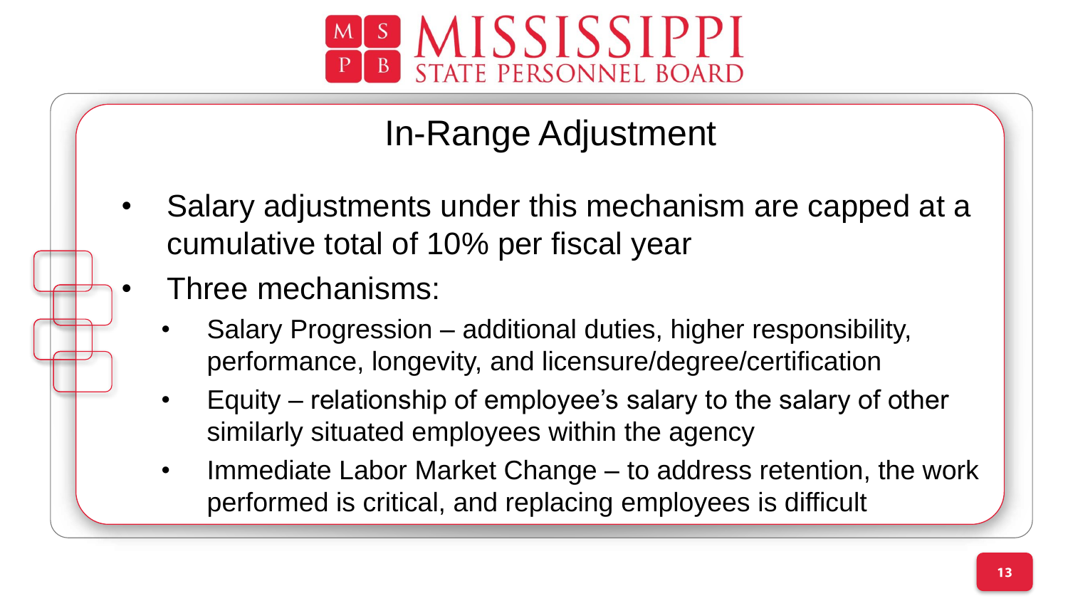## In-Range Adjustment

- Salary adjustments under this mechanism are capped at a cumulative total of 10% per fiscal year
- Three mechanisms:
  - Salary Progression – additional duties, higher responsibility, performance, longevity, and licensure/degree/certification
  - Equity – relationship of employee's salary to the salary of other similarly situated employees within the agency
  - Immediate Labor Market Change – to address retention, the work performed is critical, and replacing employees is difficult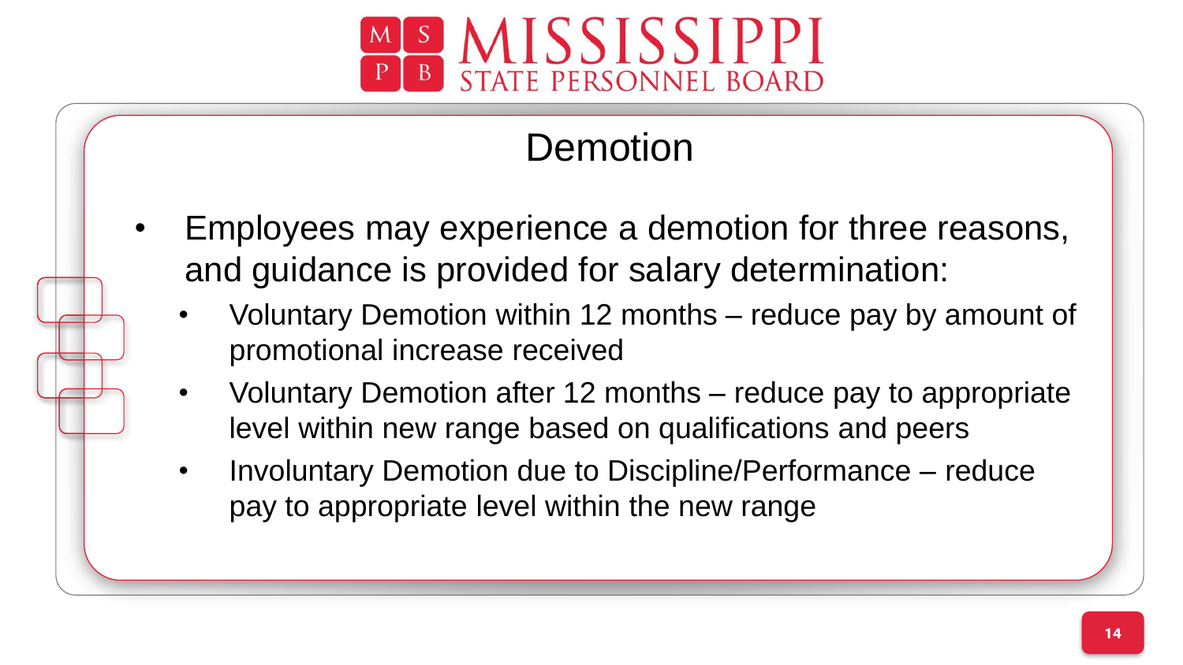# Demotion

- Employees may experience a demotion for three reasons, and guidance is provided for salary determination:
  - Voluntary Demotion within 12 months – reduce pay by amount of promotional increase received
  - Voluntary Demotion after 12 months – reduce pay to appropriate level within new range based on qualifications and peers
  - Involuntary Demotion due to Discipline/Performance – reduce pay to appropriate level within the new range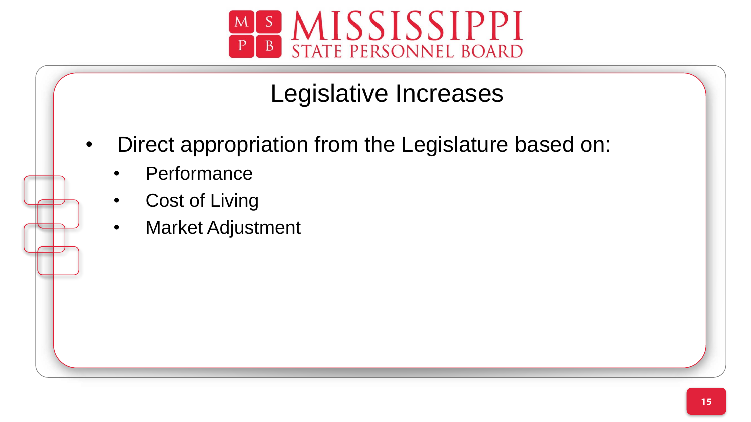# Legislative Increases

- Direct appropriation from the Legislature based on:
  - Performance
  - Cost of Living
  - Market Adjustment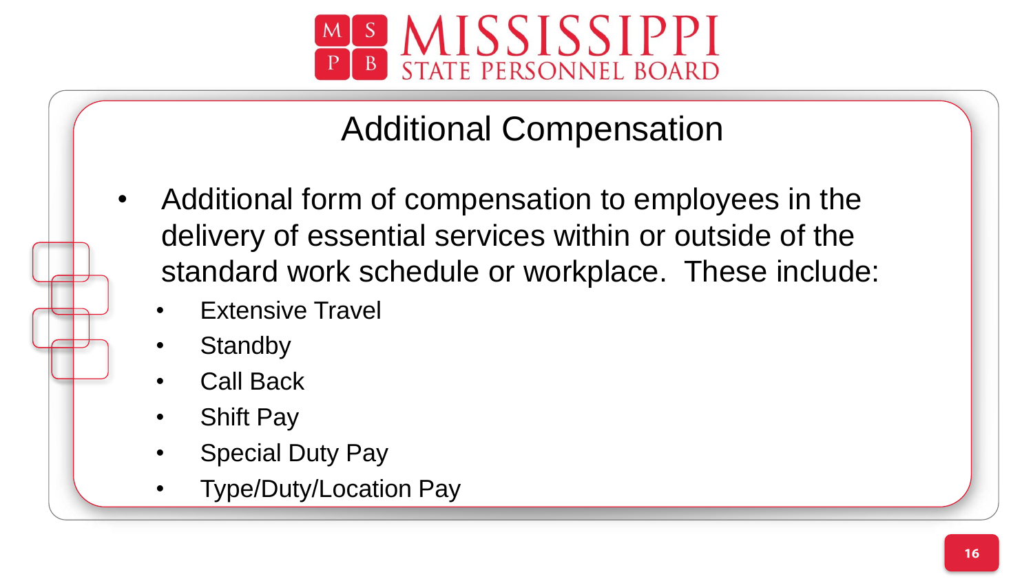# Additional Compensation

- Additional form of compensation to employees in the delivery of essential services within or outside of the standard work schedule or workplace. These include:
  - Extensive Travel
  - Standby
  - Call Back
  - Shift Pay
  - Special Duty Pay
  - Type/Duty/Location Pay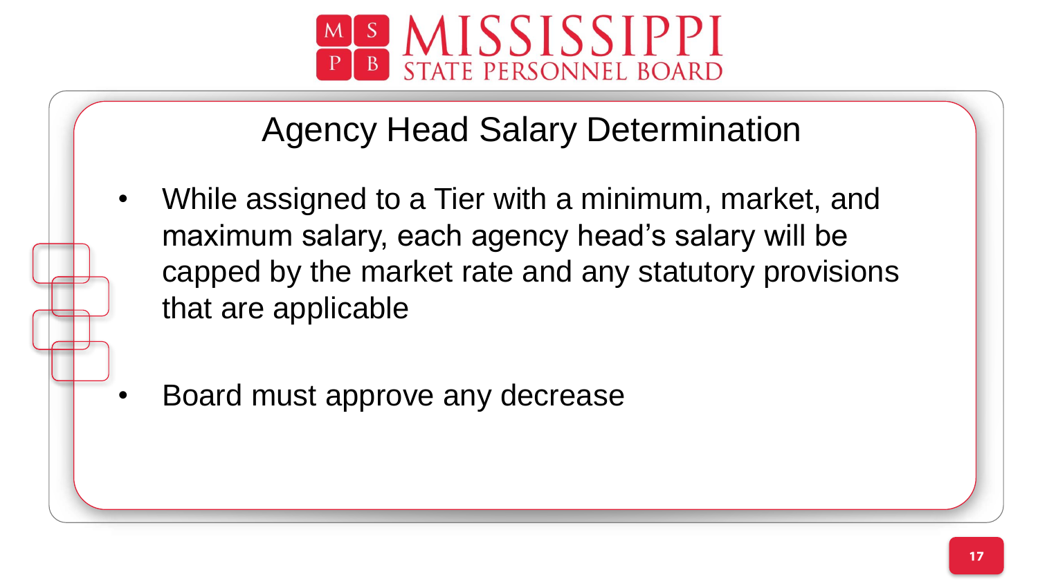# Agency Head Salary Determination

- While assigned to a Tier with a minimum, market, and maximum salary, each agency head's salary will be capped by the market rate and any statutory provisions that are applicable

- Board must approve any decrease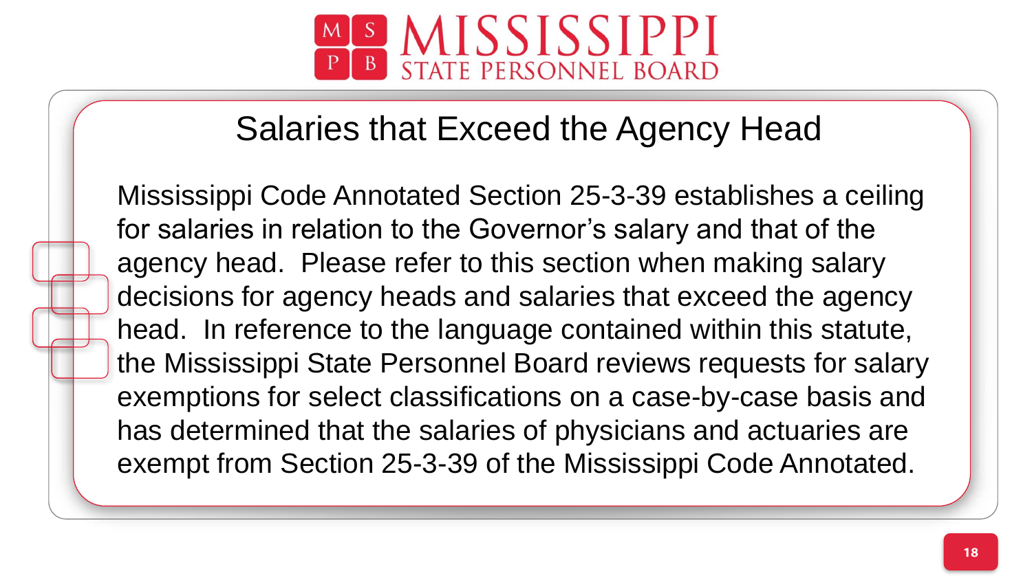# Salaries that Exceed the Agency Head

Mississippi Code Annotated Section 25-3-39 establishes a ceiling for salaries in relation to the Governor's salary and that of the agency head. Please refer to this section when making salary decisions for agency heads and salaries that exceed the agency head. In reference to the language contained within this statute, the Mississippi State Personnel Board reviews requests for salary exemptions for select classifications on a case-by-case basis and has determined that the salaries of physicians and actuaries are exempt from Section 25-3-39 of the Mississippi Code Annotated.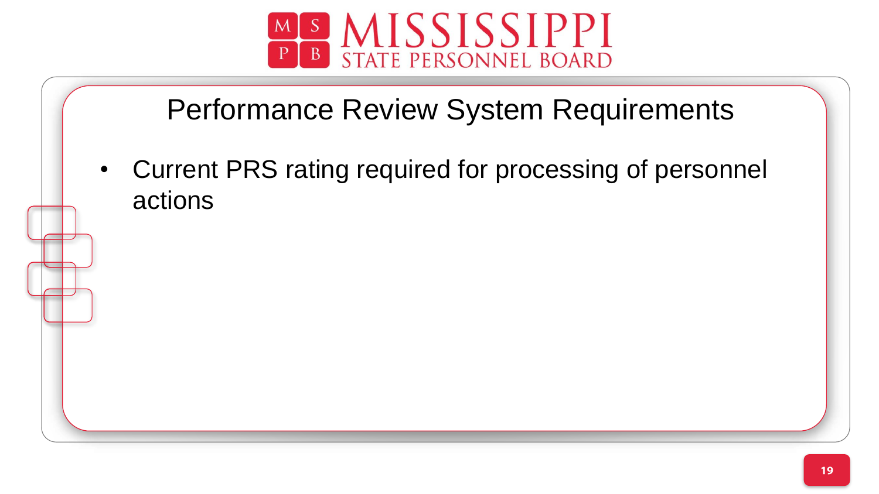# Performance Review System Requirements

- Current PRS rating required for processing of personnel actions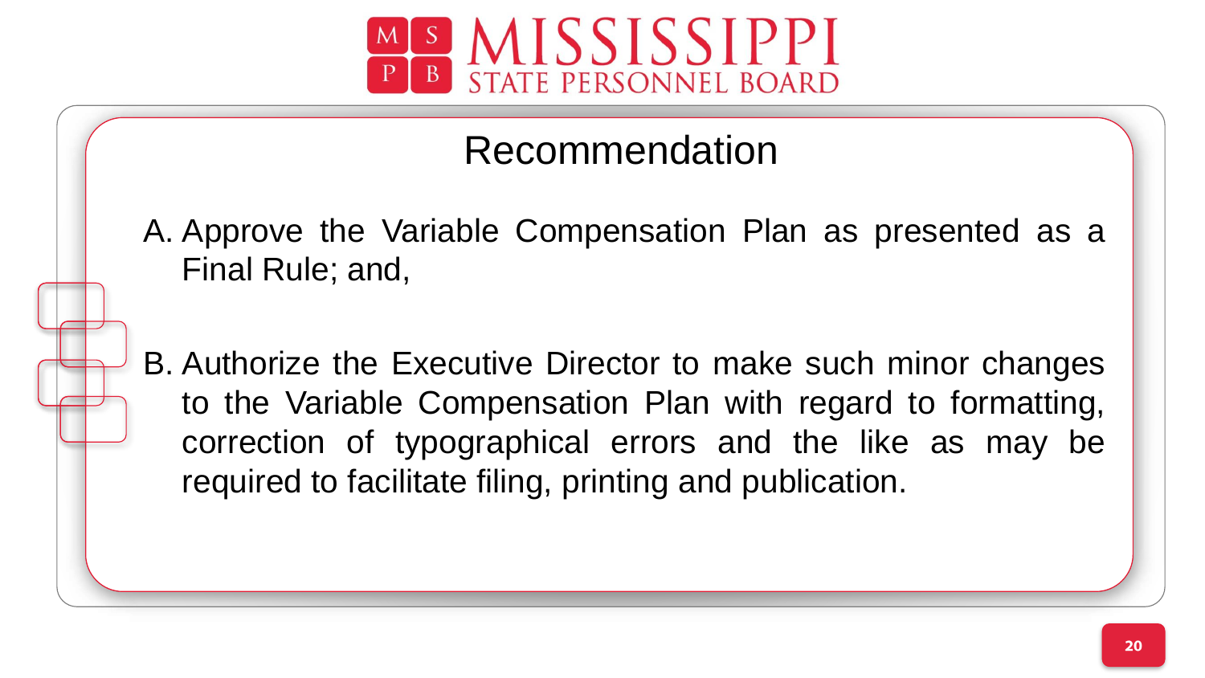# Recommendation

A. Approve the Variable Compensation Plan as presented as a Final Rule; and,

B. Authorize the Executive Director to make such minor changes to the Variable Compensation Plan with regard to formatting, correction of typographical errors and the like as may be required to facilitate filing, printing and publication.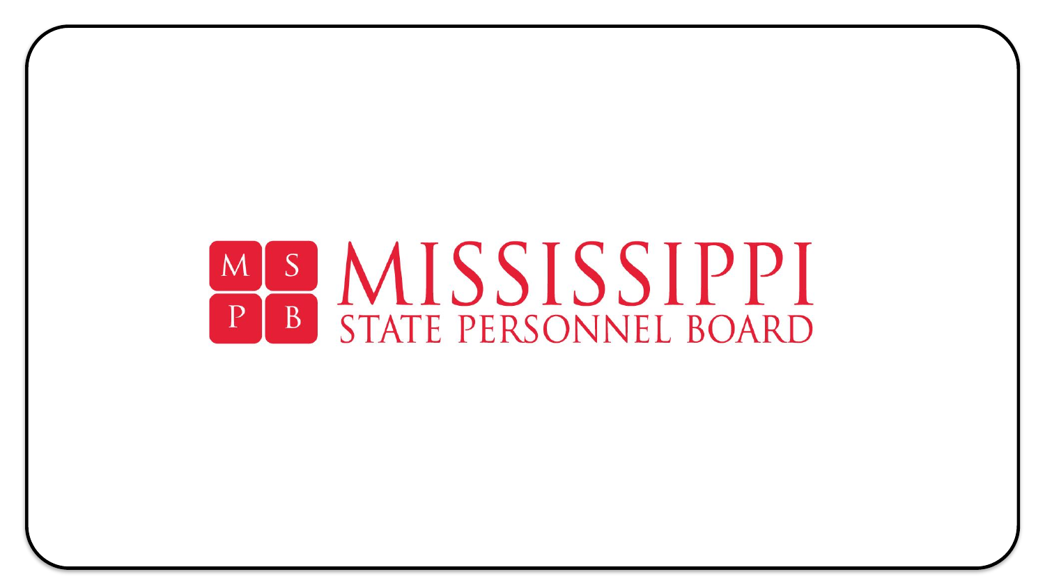M S
P B

MISSISSIPPI
STATE PERSONNEL BOARD